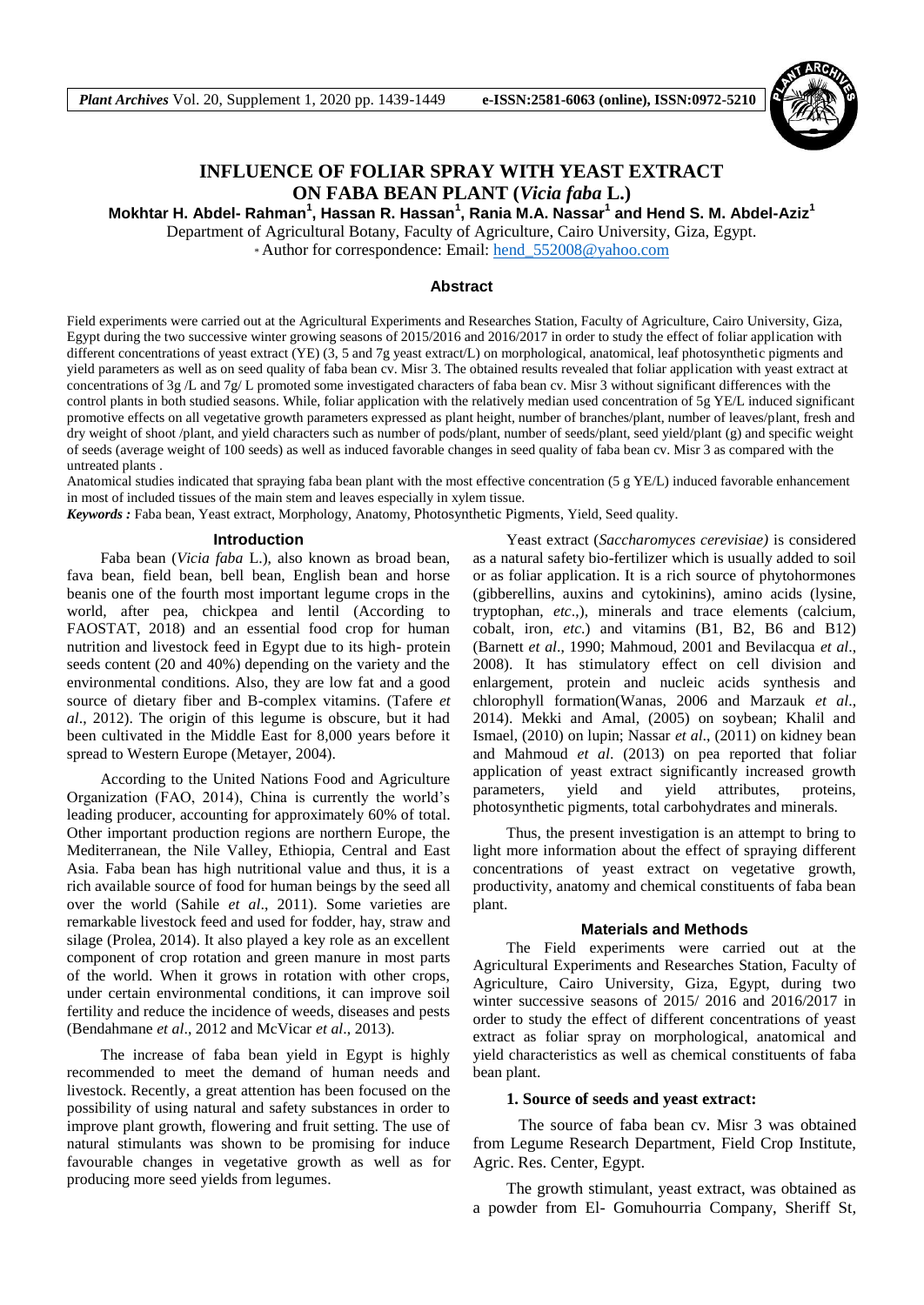# INFLUENCE OF FOLIAR SPRAY WITH YEAST EXTRACT ON FABA BEAN PLANT (*Vicia faba* L.)

**Mokhtar H. Abdel- Rahman[1], Hassan R. Hassan[1], Rania M.A. Nassar[1] and Hend S. M. Abdel-Aziz[1]**

Department of Agricultural Botany, Faculty of Agriculture, Cairo University, Giza, Egypt.

* Author for correspondence: Email: hend_552008@yahoo.com

## Abstract

Field experiments were carried out at the Agricultural Experiments and Researches Station, Faculty of Agriculture, Cairo University, Giza, Egypt during the two successive winter growing seasons of 2015/2016 and 2016/2017 in order to study the effect of foliar application with different concentrations of yeast extract (YE) (3, 5 and 7g yeast extract/L) on morphological, anatomical, leaf photosynthetic pigments and yield parameters as well as on seed quality of faba bean cv. Misr 3. The obtained results revealed that foliar application with yeast extract at concentrations of 3g /L and 7g/ L promoted some investigated characters of faba bean cv. Misr 3 without significant differences with the control plants in both studied seasons. While, foliar application with the relatively median used concentration of 5g YE/L induced significant promotive effects on all vegetative growth parameters expressed as plant height, number of branches/plant, number of leaves/plant, fresh and dry weight of shoot /plant, and yield characters such as number of pods/plant, number of seeds/plant, seed yield/plant (g) and specific weight of seeds (average weight of 100 seeds) as well as induced favorable changes in seed quality of faba bean cv. Misr 3 as compared with the untreated plants .

Anatomical studies indicated that spraying faba bean plant with the most effective concentration (5 g YE/L) induced favorable enhancement in most of included tissues of the main stem and leaves especially in xylem tissue.

***Keywords :*** Faba bean, Yeast extract, Morphology, Anatomy, Photosynthetic Pigments, Yield, Seed quality.

## Introduction

Faba bean (*Vicia faba* L.), also known as broad bean, fava bean, field bean, bell bean, English bean and horse beanis one of the fourth most important legume crops in the world, after pea, chickpea and lentil (According to FAOSTAT, 2018) and an essential food crop for human nutrition and livestock feed in Egypt due to its high- protein seeds content (20 and 40%) depending on the variety and the environmental conditions. Also, they are low fat and a good source of dietary fiber and B-complex vitamins. (Tafere *et al*., 2012). The origin of this legume is obscure, but it had been cultivated in the Middle East for 8,000 years before it spread to Western Europe (Metayer, 2004).

According to the United Nations Food and Agriculture Organization (FAO, 2014), China is currently the world's leading producer, accounting for approximately 60% of total. Other important production regions are northern Europe, the Mediterranean, the Nile Valley, Ethiopia, Central and East Asia. Faba bean has high nutritional value and thus, it is a rich available source of food for human beings by the seed all over the world (Sahile *et al*., 2011). Some varieties are remarkable livestock feed and used for fodder, hay, straw and silage (Prolea, 2014). It also played a key role as an excellent component of crop rotation and green manure in most parts of the world. When it grows in rotation with other crops, under certain environmental conditions, it can improve soil fertility and reduce the incidence of weeds, diseases and pests (Bendahmane *et al*., 2012 and McVicar *et al*., 2013).

The increase of faba bean yield in Egypt is highly recommended to meet the demand of human needs and livestock. Recently, a great attention has been focused on the possibility of using natural and safety substances in order to improve plant growth, flowering and fruit setting. The use of natural stimulants was shown to be promising for induce favourable changes in vegetative growth as well as for producing more seed yields from legumes.

Yeast extract (*Saccharomyces cerevisiae)* is considered as a natural safety bio-fertilizer which is usually added to soil or as foliar application. It is a rich source of phytohormones (gibberellins, auxins and cytokinins), amino acids (lysine, tryptophan, *etc*.,), minerals and trace elements (calcium, cobalt, iron, *etc.*) and vitamins (B1, B2, B6 and B12) (Barnett *et al*., 1990; Mahmoud, 2001 and Bevilacqua *et al*., 2008). It has stimulatory effect on cell division and enlargement, protein and nucleic acids synthesis and chlorophyll formation(Wanas, 2006 and Marzauk *et al*., 2014). Mekki and Amal, (2005) on soybean; Khalil and Ismael, (2010) on lupin; Nassar *et al*., (2011) on kidney bean and Mahmoud *et al*. (2013) on pea reported that foliar application of yeast extract significantly increased growth parameters, yield and yield attributes, proteins, photosynthetic pigments, total carbohydrates and minerals.

Thus, the present investigation is an attempt to bring to light more information about the effect of spraying different concentrations of yeast extract on vegetative growth, productivity, anatomy and chemical constituents of faba bean plant.

## Materials and Methods

The Field experiments were carried out at the Agricultural Experiments and Researches Station, Faculty of Agriculture, Cairo University, Giza, Egypt, during two winter successive seasons of 2015/ 2016 and 2016/2017 in order to study the effect of different concentrations of yeast extract as foliar spray on morphological, anatomical and yield characteristics as well as chemical constituents of faba bean plant.

### 1. Source of seeds and yeast extract:

The source of faba bean cv. Misr 3 was obtained from Legume Research Department, Field Crop Institute, Agric. Res. Center, Egypt.

The growth stimulant, yeast extract, was obtained as a powder from El- Gomuhourria Company, Sheriff St,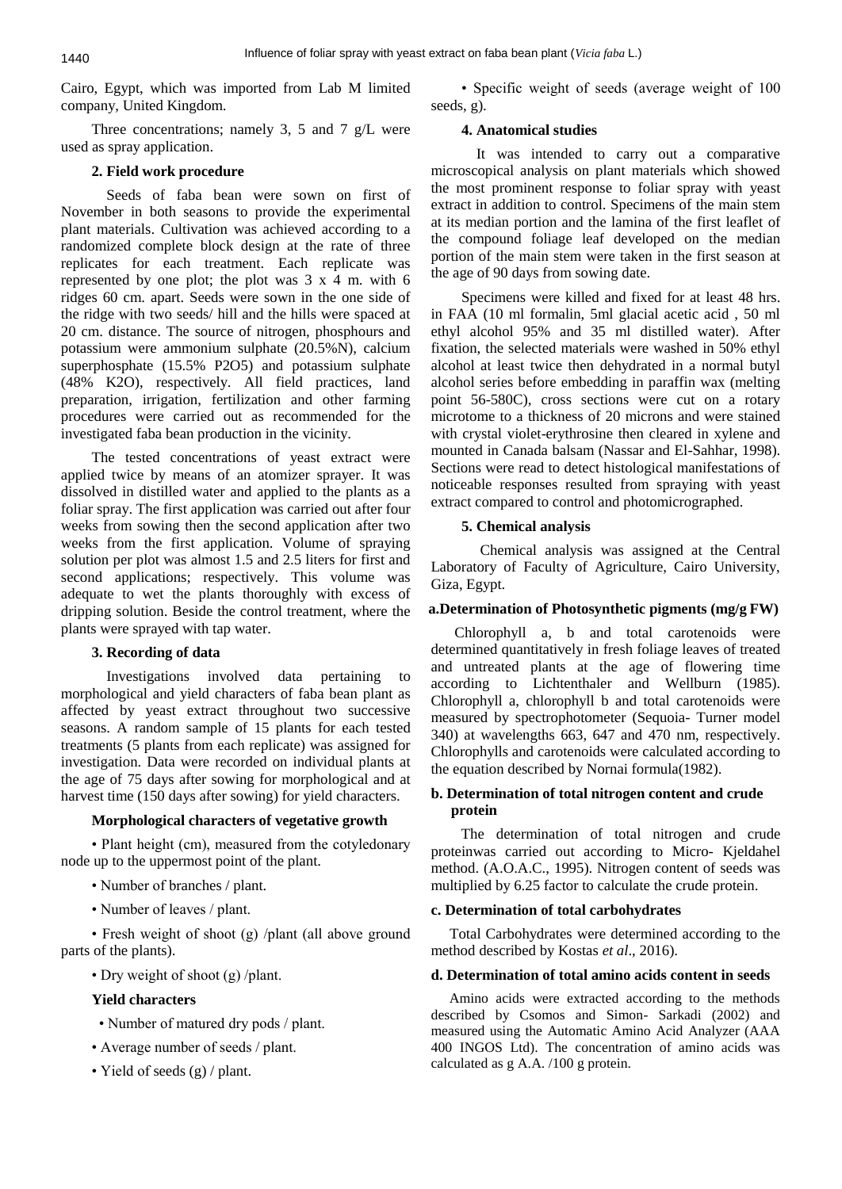Cairo, Egypt, which was imported from Lab M limited company, United Kingdom.

Three concentrations; namely 3, 5 and 7 g/L were used as spray application.

**2. Field work procedure**

Seeds of faba bean were sown on first of November in both seasons to provide the experimental plant materials. Cultivation was achieved according to a randomized complete block design at the rate of three replicates for each treatment. Each replicate was represented by one plot; the plot was 3 x 4 m. with 6 ridges 60 cm. apart. Seeds were sown in the one side of the ridge with two seeds/ hill and the hills were spaced at 20 cm. distance. The source of nitrogen, phosphours and potassium were ammonium sulphate (20.5%N), calcium superphosphate (15.5% $P_2O_5$) and potassium sulphate (48% $K_2O$), respectively. All field practices, land preparation, irrigation, fertilization and other farming procedures were carried out as recommended for the investigated faba bean production in the vicinity.

The tested concentrations of yeast extract were applied twice by means of an atomizer sprayer. It was dissolved in distilled water and applied to the plants as a foliar spray. The first application was carried out after four weeks from sowing then the second application after two weeks from the first application. Volume of spraying solution per plot was almost 1.5 and 2.5 liters for first and second applications; respectively. This volume was adequate to wet the plants thoroughly with excess of dripping solution. Beside the control treatment, where the plants were sprayed with tap water.

**3. Recording of data**

Investigations involved data pertaining to morphological and yield characters of faba bean plant as affected by yeast extract throughout two successive seasons. A random sample of 15 plants for each tested treatments (5 plants from each replicate) was assigned for investigation. Data were recorded on individual plants at the age of 75 days after sowing for morphological and at harvest time (150 days after sowing) for yield characters.

**Morphological characters of vegetative growth**

- Plant height (cm), measured from the cotyledonary node up to the uppermost point of the plant.
- Number of branches / plant.
- Number of leaves / plant.
- Fresh weight of shoot (g) /plant (all above ground parts of the plants).
- Dry weight of shoot (g) /plant.

**Yield characters**

- Number of matured dry pods / plant.
- Average number of seeds / plant.
- Yield of seeds (g) / plant.
- Specific weight of seeds (average weight of 100 seeds, g).

**4. Anatomical studies**

It was intended to carry out a comparative microscopical analysis on plant materials which showed the most prominent response to foliar spray with yeast extract in addition to control. Specimens of the main stem at its median portion and the lamina of the first leaflet of the compound foliage leaf developed on the median portion of the main stem were taken in the first season at the age of 90 days from sowing date.

Specimens were killed and fixed for at least 48 hrs. in FAA (10 ml formalin, 5ml glacial acetic acid , 50 ml ethyl alcohol 95% and 35 ml distilled water). After fixation, the selected materials were washed in 50% ethyl alcohol at least twice then dehydrated in a normal butyl alcohol series before embedding in paraffin wax (melting point 56-580C), cross sections were cut on a rotary microtome to a thickness of 20 microns and were stained with crystal violet-erythrosine then cleared in xylene and mounted in Canada balsam (Nassar and El-Sahhar, 1998). Sections were read to detect histological manifestations of noticeable responses resulted from spraying with yeast extract compared to control and photomicrographed.

**5. Chemical analysis**

Chemical analysis was assigned at the Central Laboratory of Faculty of Agriculture, Cairo University, Giza, Egypt.

**a.Determination of Photosynthetic pigments (mg/g FW)**

Chlorophyll a, b and total carotenoids were determined quantitatively in fresh foliage leaves of treated and untreated plants at the age of flowering time according to Lichtenthaler and Wellburn (1985). Chlorophyll a, chlorophyll b and total carotenoids were measured by spectrophotometer (Sequoia- Turner model 340) at wavelengths 663, 647 and 470 nm, respectively. Chlorophylls and carotenoids were calculated according to the equation described by Nornai formula(1982).

**b. Determination of total nitrogen content and crude protein**

The determination of total nitrogen and crude proteinwas carried out according to Micro- Kjeldahel method. (A.O.A.C., 1995). Nitrogen content of seeds was multiplied by 6.25 factor to calculate the crude protein.

**c. Determination of total carbohydrates**

Total Carbohydrates were determined according to the method described by Kostas *et al*., 2016).

**d. Determination of total amino acids content in seeds**

Amino acids were extracted according to the methods described by Csomos and Simon- Sarkadi (2002) and measured using the Automatic Amino Acid Analyzer (AAA 400 INGOS Ltd). The concentration of amino acids was calculated as g A.A. /100 g protein.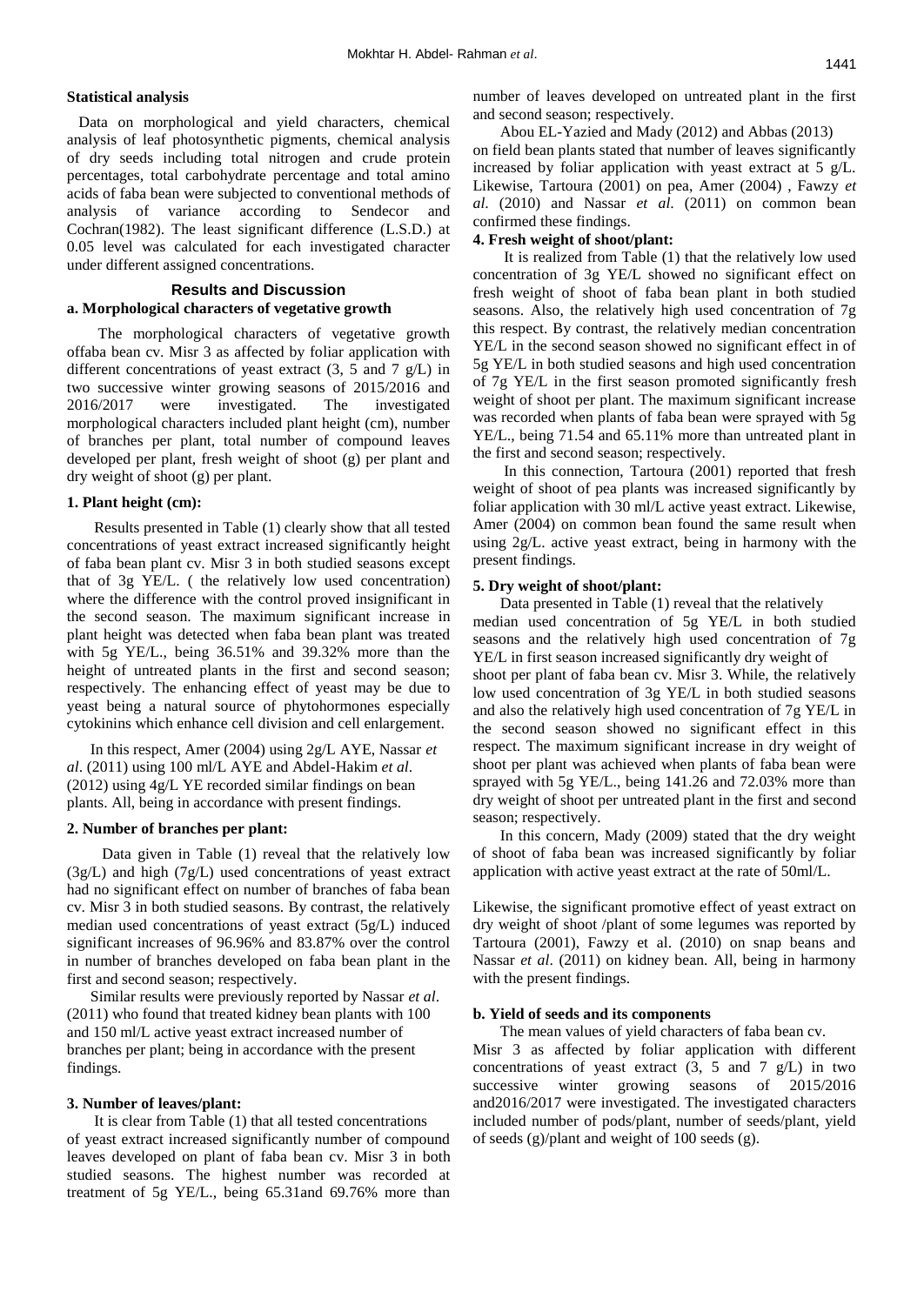### Statistical analysis

Data on morphological and yield characters, chemical analysis of leaf photosynthetic pigments, chemical analysis of dry seeds including total nitrogen and crude protein percentages, total carbohydrate percentage and total amino acids of faba bean were subjected to conventional methods of analysis of variance according to Sendecor and Cochran(1982). The least significant difference (L.S.D.) at 0.05 level was calculated for each investigated character under different assigned concentrations.

## Results and Discussion

### a. Morphological characters of vegetative growth

The morphological characters of vegetative growth offaba bean cv. Misr 3 as affected by foliar application with different concentrations of yeast extract (3, 5 and 7 g/L) in two successive winter growing seasons of 2015/2016 and 2016/2017 were investigated. The investigated morphological characters included plant height (cm), number of branches per plant, total number of compound leaves developed per plant, fresh weight of shoot (g) per plant and dry weight of shoot (g) per plant.

#### 1. Plant height (cm):

Results presented in Table (1) clearly show that all tested concentrations of yeast extract increased significantly height of faba bean plant cv. Misr 3 in both studied seasons except that of 3g YE/L. ( the relatively low used concentration) where the difference with the control proved insignificant in the second season. The maximum significant increase in plant height was detected when faba bean plant was treated with 5g YE/L., being 36.51% and 39.32% more than the height of untreated plants in the first and second season; respectively. The enhancing effect of yeast may be due to yeast being a natural source of phytohormones especially cytokinins which enhance cell division and cell enlargement.

In this respect, Amer (2004) using 2g/L AYE, Nassar *et al*. (2011) using 100 ml/L AYE and Abdel-Hakim *et al*. (2012) using 4g/L YE recorded similar findings on bean plants. All, being in accordance with present findings.

#### 2. Number of branches per plant:

Data given in Table (1) reveal that the relatively low (3g/L) and high (7g/L) used concentrations of yeast extract had no significant effect on number of branches of faba bean cv. Misr 3 in both studied seasons. By contrast, the relatively median used concentrations of yeast extract (5g/L) induced significant increases of 96.96% and 83.87% over the control in number of branches developed on faba bean plant in the first and second season; respectively.

Similar results were previously reported by Nassar *et al*. (2011) who found that treated kidney bean plants with 100 and 150 ml/L active yeast extract increased number of branches per plant; being in accordance with the present findings.

#### 3. Number of leaves/plant:

It is clear from Table (1) that all tested concentrations of yeast extract increased significantly number of compound leaves developed on plant of faba bean cv. Misr 3 in both studied seasons. The highest number was recorded at treatment of 5g YE/L., being 65.31and 69.76% more than number of leaves developed on untreated plant in the first and second season; respectively.

Abou EL-Yazied and Mady (2012) and Abbas (2013) on field bean plants stated that number of leaves significantly increased by foliar application with yeast extract at 5 g/L. Likewise, Tartoura (2001) on pea, Amer (2004) , Fawzy *et al.* (2010) and Nassar *et al.* (2011) on common bean confirmed these findings.

#### 4. Fresh weight of shoot/plant:

It is realized from Table (1) that the relatively low used concentration of 3g YE/L showed no significant effect on fresh weight of shoot of faba bean plant in both studied seasons. Also, the relatively high used concentration of 7g YE/L in the second season showed no significant effect in this respect. By contrast, the relatively median concentration of 5g YE/L in both studied seasons and high used concentration of 7g YE/L in the first season promoted significantly fresh weight of shoot per plant. The maximum significant increase was recorded when plants of faba bean were sprayed with 5g YE/L., being 71.54 and 65.11% more than untreated plant in the first and second season; respectively.

In this connection, Tartoura (2001) reported that fresh weight of shoot of pea plants was increased significantly by foliar application with 30 ml/L active yeast extract. Likewise, Amer (2004) on common bean found the same result when using 2g/L. active yeast extract, being in harmony with the present findings.

#### 5. Dry weight of shoot/plant:

Data presented in Table (1) reveal that the relatively median used concentration of 5g YE/L in both studied seasons and the relatively high used concentration of 7g YE/L in first season increased significantly dry weight of shoot per plant of faba bean cv. Misr 3. While, the relatively low used concentration of 3g YE/L in both studied seasons and also the relatively high used concentration of 7g YE/L in the second season showed no significant effect in this respect. The maximum significant increase in dry weight of shoot per plant was achieved when plants of faba bean were sprayed with 5g YE/L., being 141.26 and 72.03% more than dry weight of shoot per untreated plant in the first and second season; respectively.

In this concern, Mady (2009) stated that the dry weight of shoot of faba bean was increased significantly by foliar application with active yeast extract at the rate of 50ml/L.

Likewise, the significant promotive effect of yeast extract on dry weight of shoot /plant of some legumes was reported by Tartoura (2001), Fawzy et al. (2010) on snap beans and Nassar *et al*. (2011) on kidney bean. All, being in harmony with the present findings.

### b. Yield of seeds and its components

The mean values of yield characters of faba bean cv. Misr 3 as affected by foliar application with different concentrations of yeast extract (3, 5 and 7 g/L) in two successive winter growing seasons of 2015/2016 and2016/2017 were investigated. The investigated characters included number of pods/plant, number of seeds/plant, yield of seeds (g)/plant and weight of 100 seeds (g).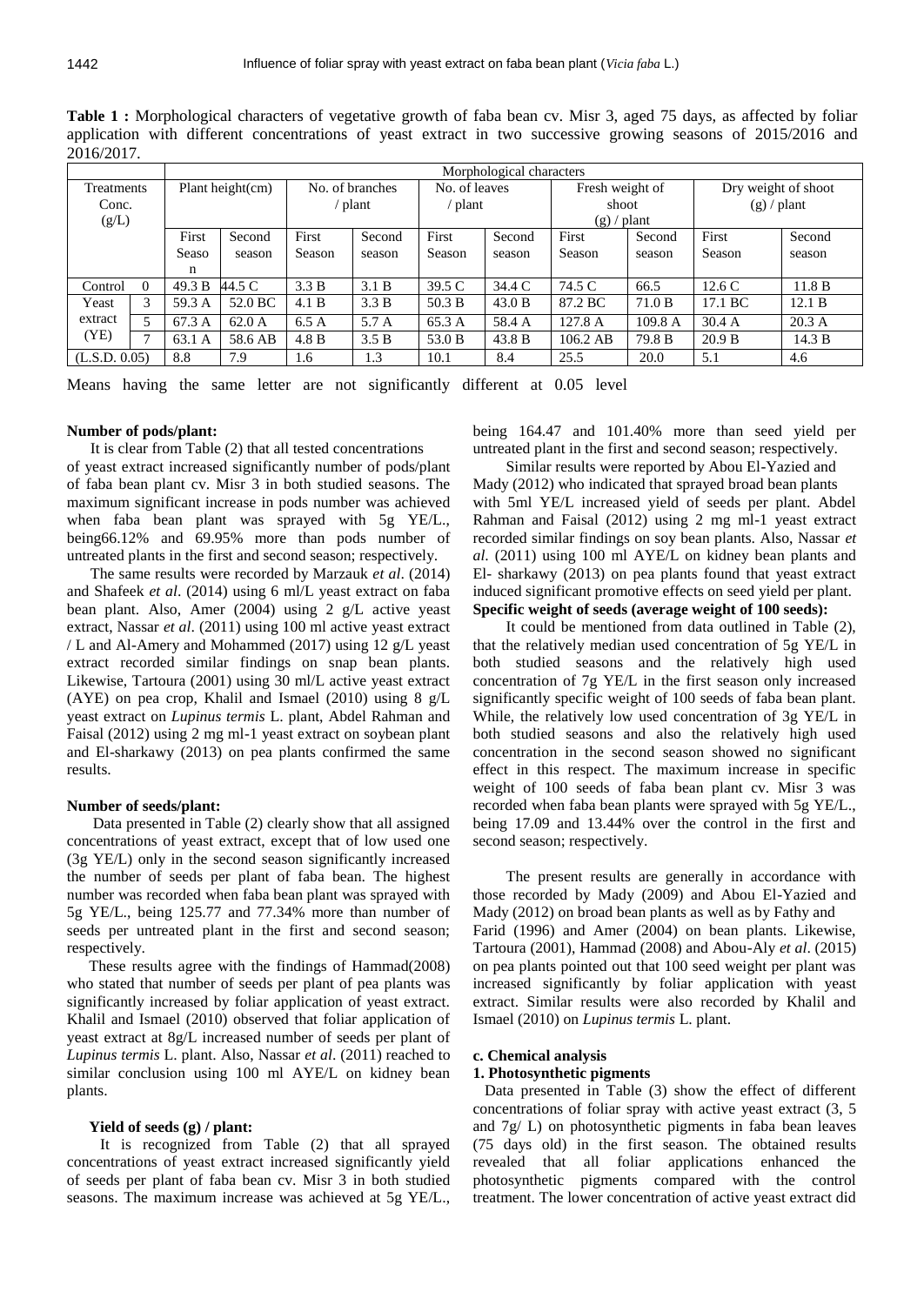**Table 1 :** Morphological characters of vegetative growth of faba bean cv. Misr 3, aged 75 days, as affected by foliar application with different concentrations of yeast extract in two successive growing seasons of 2015/2016 and 2016/2017.

| Treatments Conc. (g/L) | | Morphological characters | | | | | | | | | |
|---|---|---|---|---|---|---|---|---|---|---|---|
| | | Plant height(cm) | | No. of branches / plant | | No. of leaves / plant | | Fresh weight of shoot (g) / plant | | Dry weight of shoot (g) / plant | |
| | | First Season | Second season | First Season | Second season | First Season | Second season | First Season | Second season | First Season | Second season |
| Control | 0 | 49.3 B | 44.5 C | 3.3 B | 3.1 B | 39.5 C | 34.4 C | 74.5 C | 66.5 | 12.6 C | 11.8 B |
| Yeast extract (YE) | 3 | 59.3 A | 52.0 BC | 4.1 B | 3.3 B | 50.3 B | 43.0 B | 87.2 BC | 71.0 B | 17.1 BC | 12.1 B |
| | 5 | 67.3 A | 62.0 A | 6.5 A | 5.7 A | 65.3 A | 58.4 A | 127.8 A | 109.8 A | 30.4 A | 20.3 A |
| | 7 | 63.1 A | 58.6 AB | 4.8 B | 3.5 B | 53.0 B | 43.8 B | 106.2 AB | 79.8 B | 20.9 B | 14.3 B |
| (L.S.D. 0.05) | | 8.8 | 7.9 | 1.6 | 1.3 | 10.1 | 8.4 | 25.5 | 20.0 | 5.1 | 4.6 |

Means having the same letter are not significantly different at 0.05 level

**Number of pods/plant:**

It is clear from Table (2) that all tested concentrations of yeast extract increased significantly number of pods/plant of faba bean plant cv. Misr 3 in both studied seasons. The maximum significant increase in pods number was achieved when faba bean plant was sprayed with 5g YE/L., being66.12% and 69.95% more than pods number of untreated plants in the first and second season; respectively.

The same results were recorded by Marzauk *et al*. (2014) and Shafeek *et al*. (2014) using 6 ml/L yeast extract on faba bean plant. Also, Amer (2004) using 2 g/L active yeast extract, Nassar *et al*. (2011) using 100 ml active yeast extract / L and Al-Amery and Mohammed (2017) using 12 g/L yeast extract recorded similar findings on snap bean plants. Likewise, Tartoura (2001) using 30 ml/L active yeast extract (AYE) on pea crop, Khalil and Ismael (2010) using 8 g/L yeast extract on *Lupinus termis* L. plant, Abdel Rahman and Faisal (2012) using 2 mg ml-1 yeast extract on soybean plant and El-sharkawy (2013) on pea plants confirmed the same results.

**Number of seeds/plant:**

Data presented in Table (2) clearly show that all assigned concentrations of yeast extract, except that of low used one (3g YE/L) only in the second season significantly increased the number of seeds per plant of faba bean. The highest number was recorded when faba bean plant was sprayed with 5g YE/L., being 125.77 and 77.34% more than number of seeds per untreated plant in the first and second season; respectively.

These results agree with the findings of Hammad(2008) who stated that number of seeds per plant of pea plants was significantly increased by foliar application of yeast extract. Khalil and Ismael (2010) observed that foliar application of yeast extract at 8g/L increased number of seeds per plant of *Lupinus termis* L. plant. Also, Nassar *et al*. (2011) reached to similar conclusion using 100 ml AYE/L on kidney bean plants.

**Yield of seeds (g) / plant:**

It is recognized from Table (2) that all sprayed concentrations of yeast extract increased significantly yield of seeds per plant of faba bean cv. Misr 3 in both studied seasons. The maximum increase was achieved at 5g YE/L., being 164.47 and 101.40% more than seed yield per untreated plant in the first and second season; respectively.

Similar results were reported by Abou El-Yazied and Mady (2012) who indicated that sprayed broad bean plants with 5ml YE/L increased yield of seeds per plant. Abdel Rahman and Faisal (2012) using 2 mg ml-1 yeast extract recorded similar findings on soy bean plants. Also, Nassar *et al*. (2011) using 100 ml AYE/L on kidney bean plants and El- sharkawy (2013) on pea plants found that yeast extract induced significant promotive effects on seed yield per plant.

**Specific weight of seeds (average weight of 100 seeds):**

It could be mentioned from data outlined in Table (2), that the relatively median used concentration of 5g YE/L in both studied seasons and the relatively high used concentration of 7g YE/L in the first season only increased significantly specific weight of 100 seeds of faba bean plant. While, the relatively low used concentration of 3g YE/L in both studied seasons and also the relatively high used concentration in the second season showed no significant effect in this respect. The maximum increase in specific weight of 100 seeds of faba bean plant cv. Misr 3 was recorded when faba bean plants were sprayed with 5g YE/L., being 17.09 and 13.44% over the control in the first and second season; respectively.

The present results are generally in accordance with those recorded by Mady (2009) and Abou El-Yazied and Mady (2012) on broad bean plants as well as by Fathy and Farid (1996) and Amer (2004) on bean plants. Likewise, Tartoura (2001), Hammad (2008) and Abou-Aly *et al*. (2015) on pea plants pointed out that 100 seed weight per plant was increased significantly by foliar application with yeast extract. Similar results were also recorded by Khalil and Ismael (2010) on *Lupinus termis* L. plant.

**c. Chemical analysis**

**1. Photosynthetic pigments**

Data presented in Table (3) show the effect of different concentrations of foliar spray with active yeast extract (3, 5 and 7g/ L) on photosynthetic pigments in faba bean leaves (75 days old) in the first season. The obtained results revealed that all foliar applications enhanced the photosynthetic pigments compared with the control treatment. The lower concentration of active yeast extract did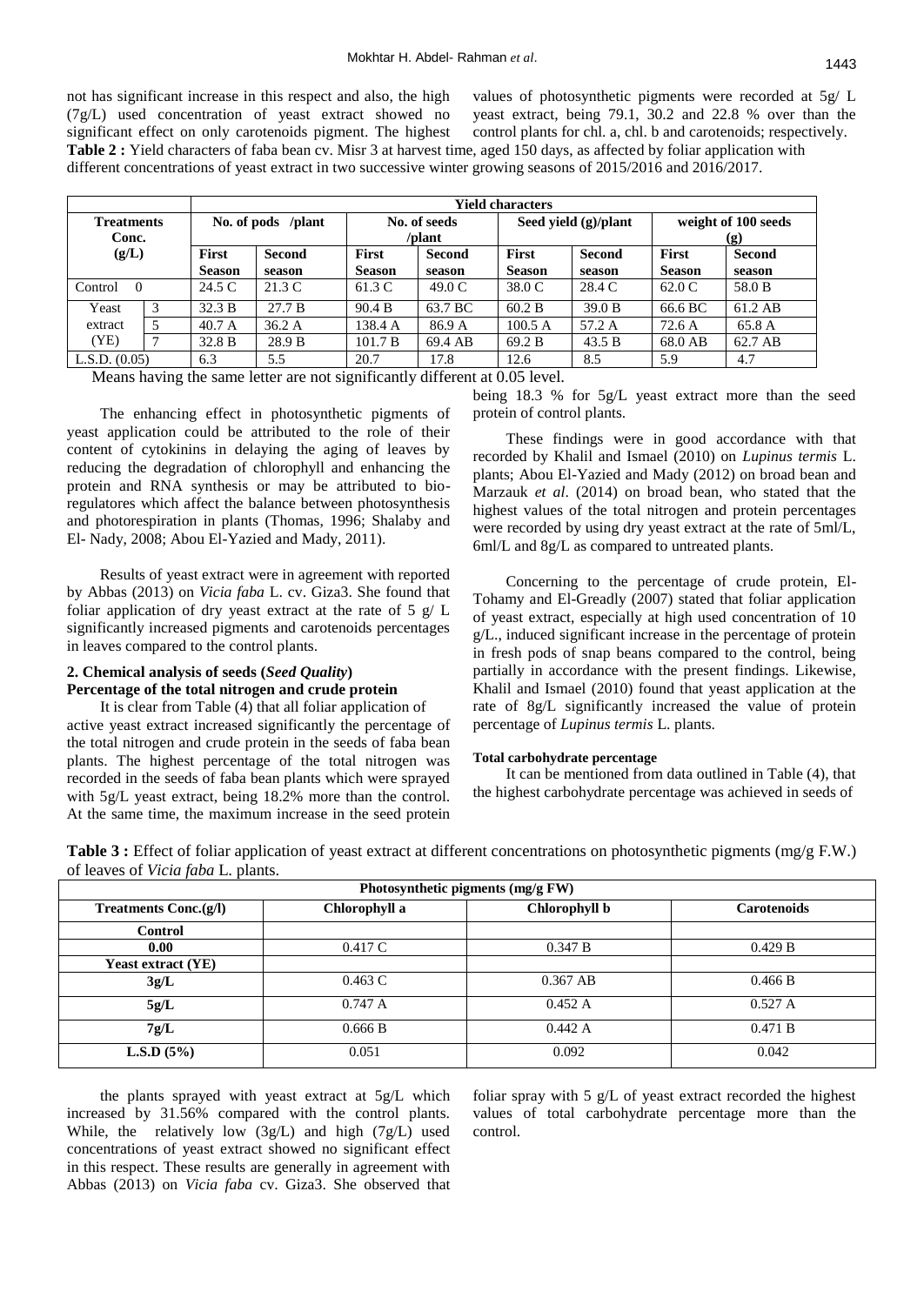not has significant increase in this respect and also, the high (7g/L) used concentration of yeast extract showed no significant effect on only carotenoids pigment. The highest values of photosynthetic pigments were recorded at 5g/ L yeast extract, being 79.1, 30.2 and 22.8 % over than the control plants for chl. a, chl. b and carotenoids; respectively.

**Table 2 :** Yield characters of faba bean cv. Misr 3 at harvest time, aged 150 days, as affected by foliar application with different concentrations of yeast extract in two successive winter growing seasons of 2015/2016 and 2016/2017.

| Treatments Conc. (g/L) | | Yield characters | | | | | | | |
|---|---|---|---|---|---|---|---|---|---|
| | | No. of pods /plant | | No. of seeds /plant | | Seed yield (g)/plant | | weight of 100 seeds (g) | |
| | | First Season | Second season | First Season | Second season | First Season | Second season | First Season | Second season |
| Control | 0 | 24.5 C | 21.3 C | 61.3 C | 49.0 C | 38.0 C | 28.4 C | 62.0 C | 58.0 B |
| Yeast extract (YE) | 3 | 32.3 B | 27.7 B | 90.4 B | 63.7 BC | 60.2 B | 39.0 B | 66.6 BC | 61.2 AB |
| | 5 | 40.7 A | 36.2 A | 138.4 A | 86.9 A | 100.5 A | 57.2 A | 72.6 A | 65.8 A |
| | 7 | 32.8 B | 28.9 B | 101.7 B | 69.4 AB | 69.2 B | 43.5 B | 68.0 AB | 62.7 AB |
| L.S.D. (0.05) | | 6.3 | 5.5 | 20.7 | 17.8 | 12.6 | 8.5 | 5.9 | 4.7 |

Means having the same letter are not significantly different at 0.05 level.

The enhancing effect in photosynthetic pigments of yeast application could be attributed to the role of their content of cytokinins in delaying the aging of leaves by reducing the degradation of chlorophyll and enhancing the protein and RNA synthesis or may be attributed to bio-regulatores which affect the balance between photosynthesis and photorespiration in plants (Thomas, 1996; Shalaby and El- Nady, 2008; Abou El-Yazied and Mady, 2011).

Results of yeast extract were in agreement with reported by Abbas (2013) on *Vicia faba* L. cv. Giza3. She found that foliar application of dry yeast extract at the rate of 5 g/ L significantly increased pigments and carotenoids percentages in leaves compared to the control plants.

### 2. Chemical analysis of seeds (*Seed Quality*)

#### Percentage of the total nitrogen and crude protein

It is clear from Table (4) that all foliar application of active yeast extract increased significantly the percentage of the total nitrogen and crude protein in the seeds of faba bean plants. The highest percentage of the total nitrogen was recorded in the seeds of faba bean plants which were sprayed with 5g/L yeast extract, being 18.2% more than the control. At the same time, the maximum increase in the seed protein being 18.3 % for 5g/L yeast extract more than the seed protein of control plants.

These findings were in good accordance with that recorded by Khalil and Ismael (2010) on *Lupinus termis* L. plants; Abou El-Yazied and Mady (2012) on broad bean and Marzauk *et al*. (2014) on broad bean, who stated that the highest values of the total nitrogen and protein percentages were recorded by using dry yeast extract at the rate of 5ml/L, 6ml/L and 8g/L as compared to untreated plants.

Concerning to the percentage of crude protein, El-Tohamy and El-Greadly (2007) stated that foliar application of yeast extract, especially at high used concentration of 10 g/L., induced significant increase in the percentage of protein in fresh pods of snap beans compared to the control, being partially in accordance with the present findings. Likewise, Khalil and Ismael (2010) found that yeast application at the rate of 8g/L significantly increased the value of protein percentage of *Lupinus termis* L. plants.

#### Total carbohydrate percentage

It can be mentioned from data outlined in Table (4), that the highest carbohydrate percentage was achieved in seeds of the plants sprayed with yeast extract at 5g/L which increased by 31.56% compared with the control plants. While, the relatively low (3g/L) and high (7g/L) used concentrations of yeast extract showed no significant effect in this respect. These results are generally in agreement with Abbas (2013) on *Vicia faba* cv. Giza3. She observed that foliar spray with 5 g/L of yeast extract recorded the highest values of total carbohydrate percentage more than the control.

**Table 3 :** Effect of foliar application of yeast extract at different concentrations on photosynthetic pigments (mg/g F.W.) of leaves of *Vicia faba* L. plants.

| Treatments Conc.(g/l) | Photosynthetic pigments (mg/g FW) | | |
|---|---|---|---|
| | Chlorophyll a | Chlorophyll b | Carotenoids |
| **Control** | | | |
| **0.00** | 0.417 C | 0.347 B | 0.429 B |
| **Yeast extract (YE)** | | | |
| **3g/L** | 0.463 C | 0.367 AB | 0.466 B |
| **5g/L** | 0.747 A | 0.452 A | 0.527 A |
| **7g/L** | 0.666 B | 0.442 A | 0.471 B |
| **L.S.D (5%)** | 0.051 | 0.092 | 0.042 |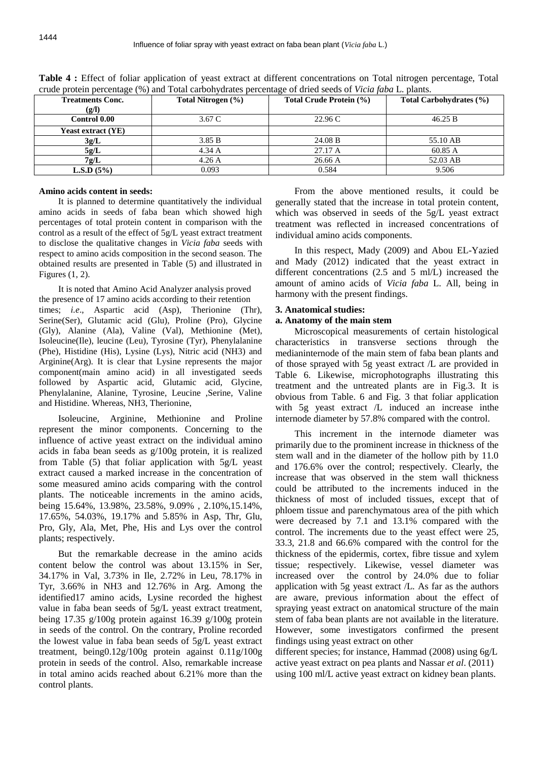**Table 4 :** Effect of foliar application of yeast extract at different concentrations on Total nitrogen percentage, Total crude protein percentage (%) and Total carbohydrates percentage of dried seeds of *Vicia faba* L. plants.

| Treatments Conc. (g/l) | Total Nitrogen (%) | Total Crude Protein (%) | Total Carbohydrates (%) |
|---|---|---|---|
| **Control 0.00** | 3.67 C | 22.96 C | 46.25 B |
| **Yeast extract (YE)** | | | |
| **3g/L** | 3.85 B | 24.08 B | 55.10 AB |
| **5g/L** | 4.34 A | 27.17 A | 60.85 A |
| **7g/L** | 4.26 A | 26.66 A | 52.03 AB |
| **L.S.D (5%)** | 0.093 | 0.584 | 9.506 |

**Amino acids content in seeds:**

It is planned to determine quantitatively the individual amino acids in seeds of faba bean which showed high percentages of total protein content in comparison with the control as a result of the effect of 5g/L yeast extract treatment to disclose the qualitative changes in *Vicia faba* seeds with respect to amino acids composition in the second season. The obtained results are presented in Table (5) and illustrated in Figures (1, 2).

It is noted that Amino Acid Analyzer analysis proved the presence of 17 amino acids according to their retention times; *i.e*., Aspartic acid (Asp), Therionine (Thr), Serine(Ser), Glutamic acid (Glu), Proline (Pro), Glycine (Gly), Alanine (Ala), Valine (Val), Methionine (Met), Isoleucine(Ile), leucine (Leu), Tyrosine (Tyr), Phenylalanine (Phe), Histidine (His), Lysine (Lys), Nitric acid (NH3) and Arginine(Arg). It is clear that Lysine represents the major component(main amino acid) in all investigated seeds followed by Aspartic acid, Glutamic acid, Glycine, Phenylalanine, Alanine, Tyrosine, Leucine ,Serine, Valine and Histidine. Whereas, NH3, Therionine,

Isoleucine, Arginine, Methionine and Proline represent the minor components. Concerning to the influence of active yeast extract on the individual amino acids in faba bean seeds as g/100g protein, it is realized from Table (5) that foliar application with 5g/L yeast extract caused a marked increase in the concentration of some measured amino acids comparing with the control plants. The noticeable increments in the amino acids, being 15.64%, 13.98%, 23.58%, 9.09% , 2.10%,15.14%, 17.65%, 54.03%, 19.17% and 5.85% in Asp, Thr, Glu, Pro, Gly, Ala, Met, Phe, His and Lys over the control plants; respectively.

But the remarkable decrease in the amino acids content below the control was about 13.15% in Ser, 34.17% in Val, 3.66% in Ile, 2.72% in Leu, 78.17% in Tyr, 3.66% in NH3 and 12.76% in Arg. Among the identified17 amino acids, Lysine recorded the highest value in faba bean seeds of 5g/L yeast extract treatment, being 17.35 g/100g protein against 16.39 g/100g protein in seeds of the control. On the contrary, Proline recorded the lowest value in faba bean seeds of 5g/L yeast extract treatment, being0.12g/100g protein against 0.11g/100g protein in seeds of the control. Also, remarkable increase in total amino acids reached about 6.21% more than the control plants.

From the above mentioned results, it could be generally stated that the increase in total protein content, which was observed in seeds of the 5g/L yeast extract treatment was reflected in increased concentrations of individual amino acids components.

In this respect, Mady (2009) and Abou EL-Yazied and Mady (2012) indicated that the yeast extract in different concentrations (2.5 and 5 ml/L) increased the amount of amino acids of *Vicia faba* L. All, being in harmony with the present findings.

### 3. Anatomical studies:

#### a. Anatomy of the main stem

Microscopical measurements of certain histological characteristics in transverse sections through the medianinternode of the main stem of faba bean plants and of those sprayed with 5g yeast extract /L are provided in Table 6. Likewise, microphotographs illustrating this treatment and the untreated plants are in Fig.3. It is obvious from Table. 6 and Fig. 3 that foliar application with 5g yeast extract /L induced an increase inthe internode diameter by 57.8% compared with the control.

This increment in the internode diameter was primarily due to the prominent increase in thickness of the stem wall and in the diameter of the hollow pith by 11.0 and 176.6% over the control; respectively. Clearly, the increase that was observed in the stem wall thickness could be attributed to the increments induced in the thickness of most of included tissues, except that of phloem tissue and parenchymatous area of the pith which were decreased by 7.1 and 13.1% compared with the control. The increments due to the yeast effect were 25, 33.3, 21.8 and 66.6% compared with the control for the thickness of the epidermis, cortex, fibre tissue and xylem tissue; respectively. Likewise, vessel diameter was increased over the control by 24.0% due to foliar application with 5g yeast extract /L. As far as the authors are aware, previous information about the effect of spraying yeast extract on anatomical structure of the main stem of faba bean plants are not available in the literature. However, some investigators confirmed the present findings using yeast extract on other different species; for instance, Hammad (2008) using 6g/L active yeast extract on pea plants and Nassar *et al*. (2011) using 100 ml/L active yeast extract on kidney bean plants.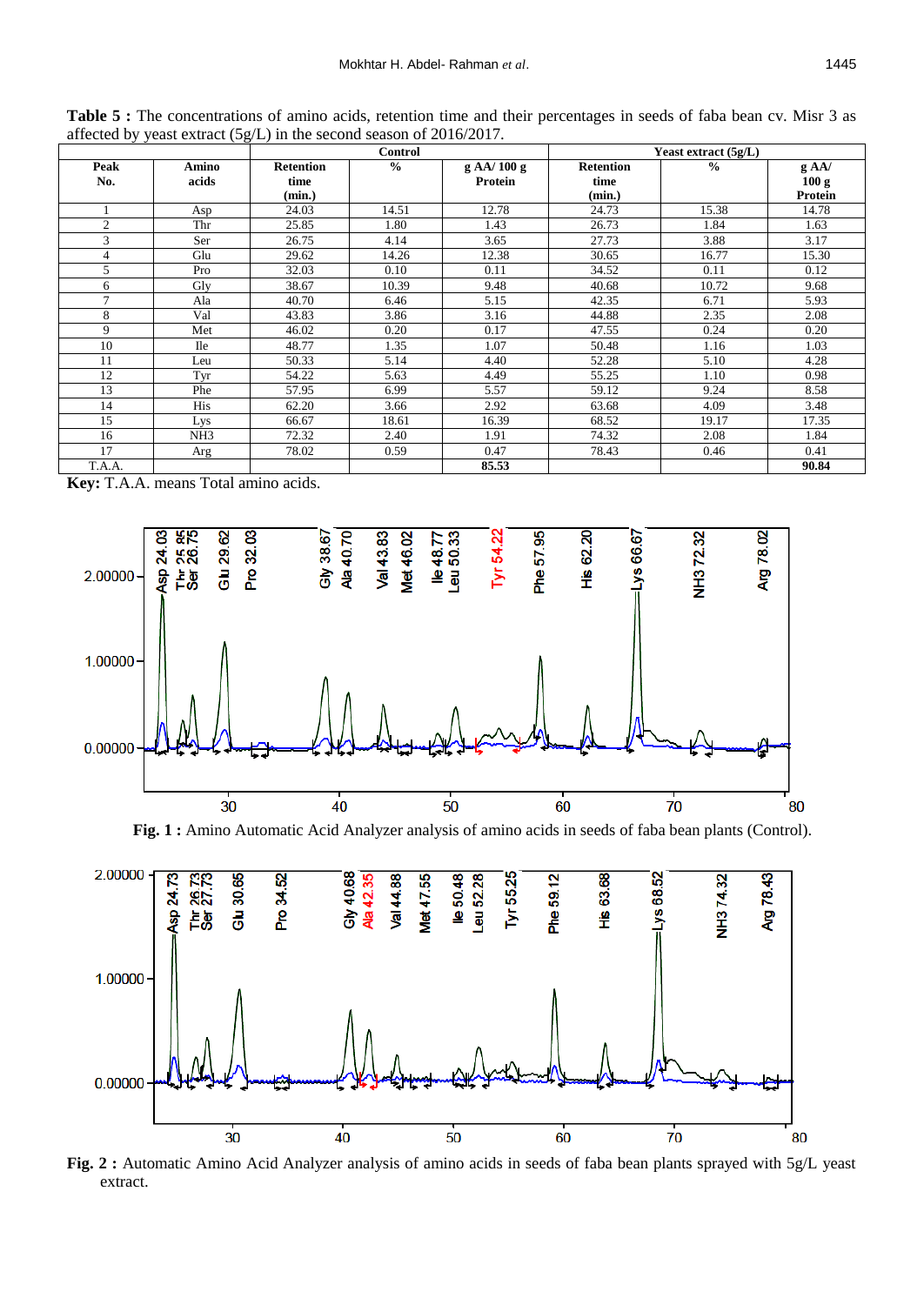**Table 5 :** The concentrations of amino acids, retention time and their percentages in seeds of faba bean cv. Misr 3 as affected by yeast extract (5g/L) in the second season of 2016/2017.

| Peak No. | Amino acids | Control | | | Yeast extract (5g/L) | | |
|---|---|---|---|---|---|---|---|
| | | Retention time (min.) | % | g AA/ 100 g Protein | Retention time (min.) | % | g AA/ 100 g Protein |
| 1 | Asp | 24.03 | 14.51 | 12.78 | 24.73 | 15.38 | 14.78 |
| 2 | Thr | 25.85 | 1.80 | 1.43 | 26.73 | 1.84 | 1.63 |
| 3 | Ser | 26.75 | 4.14 | 3.65 | 27.73 | 3.88 | 3.17 |
| 4 | Glu | 29.62 | 14.26 | 12.38 | 30.65 | 16.77 | 15.30 |
| 5 | Pro | 32.03 | 0.10 | 0.11 | 34.52 | 0.11 | 0.12 |
| 6 | Gly | 38.67 | 10.39 | 9.48 | 40.68 | 10.72 | 9.68 |
| 7 | Ala | 40.70 | 6.46 | 5.15 | 42.35 | 6.71 | 5.93 |
| 8 | Val | 43.83 | 3.86 | 3.16 | 44.88 | 2.35 | 2.08 |
| 9 | Met | 46.02 | 0.20 | 0.17 | 47.55 | 0.24 | 0.20 |
| 10 | Ile | 48.77 | 1.35 | 1.07 | 50.48 | 1.16 | 1.03 |
| 11 | Leu | 50.33 | 5.14 | 4.40 | 52.28 | 5.10 | 4.28 |
| 12 | Tyr | 54.22 | 5.63 | 4.49 | 55.25 | 1.10 | 0.98 |
| 13 | Phe | 57.95 | 6.99 | 5.57 | 59.12 | 9.24 | 8.58 |
| 14 | His | 62.20 | 3.66 | 2.92 | 63.68 | 4.09 | 3.48 |
| 15 | Lys | 66.67 | 18.61 | 16.39 | 68.52 | 19.17 | 17.35 |
| 16 | NH3 | 72.32 | 2.40 | 1.91 | 74.32 | 2.08 | 1.84 |
| 17 | Arg | 78.02 | 0.59 | 0.47 | 78.43 | 0.46 | 0.41 |
| T.A.A. | | | | **85.53** | | | **90.84** |

**Key:** T.A.A. means Total amino acids.

**Fig. 1 :** Amino Automatic Acid Analyzer analysis of amino acids in seeds of faba bean plants (Control).

**Fig. 2 :** Automatic Amino Acid Analyzer analysis of amino acids in seeds of faba bean plants sprayed with 5g/L yeast extract.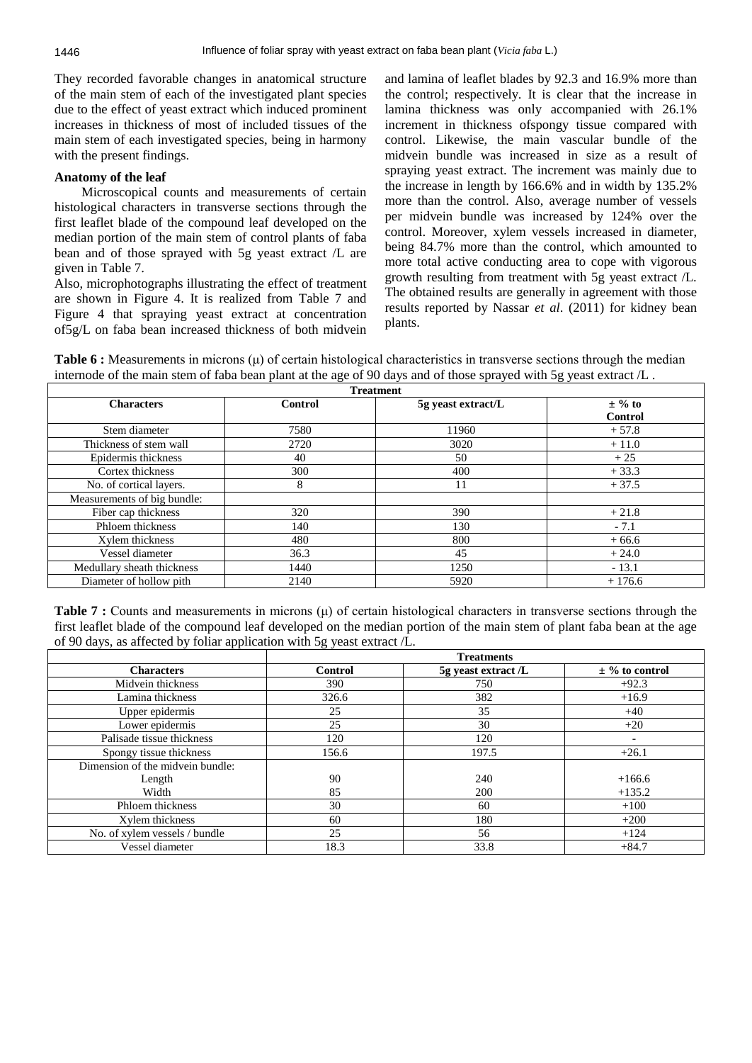They recorded favorable changes in anatomical structure of the main stem of each of the investigated plant species due to the effect of yeast extract which induced prominent increases in thickness of most of included tissues of the main stem of each investigated species, being in harmony with the present findings.

**Anatomy of the leaf**

Microscopical counts and measurements of certain histological characters in transverse sections through the first leaflet blade of the compound leaf developed on the median portion of the main stem of control plants of faba bean and of those sprayed with 5g yeast extract /L are given in Table 7.

Also, microphotographs illustrating the effect of treatment are shown in Figure 4. It is realized from Table 7 and Figure 4 that spraying yeast extract at concentration of5g/L on faba bean increased thickness of both midvein and lamina of leaflet blades by 92.3 and 16.9% more than the control; respectively. It is clear that the increase in lamina thickness was only accompanied with 26.1% increment in thickness ofspongy tissue compared with control. Likewise, the main vascular bundle of the midvein bundle was increased in size as a result of spraying yeast extract. The increment was mainly due to the increase in length by 166.6% and in width by 135.2% more than the control. Also, average number of vessels per midvein bundle was increased by 124% over the control. Moreover, xylem vessels increased in diameter, being 84.7% more than the control, which amounted to more total active conducting area to cope with vigorous growth resulting from treatment with 5g yeast extract /L. The obtained results are generally in agreement with those results reported by Nassar *et al*. (2011) for kidney bean plants.

**Table 6 :** Measurements in microns (μ) of certain histological characteristics in transverse sections through the median internode of the main stem of faba bean plant at the age of 90 days and of those sprayed with 5g yeast extract /L .

| | Treatment | | |
|---|---|---|---|
| **Characters** | **Control** | **5g yeast extract/L** | **± % to Control** |
| Stem diameter | 7580 | 11960 | + 57.8 |
| Thickness of stem wall | 2720 | 3020 | + 11.0 |
| Epidermis thickness | 40 | 50 | + 25 |
| Cortex thickness | 300 | 400 | + 33.3 |
| No. of cortical layers. | 8 | 11 | + 37.5 |
| Measurements of big bundle: | | | |
| Fiber cap thickness | 320 | 390 | + 21.8 |
| Phloem thickness | 140 | 130 | - 7.1 |
| Xylem thickness | 480 | 800 | + 66.6 |
| Vessel diameter | 36.3 | 45 | + 24.0 |
| Medullary sheath thickness | 1440 | 1250 | - 13.1 |
| Diameter of hollow pith | 2140 | 5920 | + 176.6 |

**Table 7 :** Counts and measurements in microns (μ) of certain histological characters in transverse sections through the first leaflet blade of the compound leaf developed on the median portion of the main stem of plant faba bean at the age of 90 days, as affected by foliar application with 5g yeast extract /L.

| | Treatments | | |
|---|---|---|---|
| **Characters** | **Control** | **5g yeast extract /L** | **± % to control** |
| Midvein thickness | 390 | 750 | +92.3 |
| Lamina thickness | 326.6 | 382 | +16.9 |
| Upper epidermis | 25 | 35 | +40 |
| Lower epidermis | 25 | 30 | +20 |
| Palisade tissue thickness | 120 | 120 | - |
| Spongy tissue thickness | 156.6 | 197.5 | +26.1 |
| Dimension of the midvein bundle: | | | |
| Length | 90 | 240 | +166.6 |
| Width | 85 | 200 | +135.2 |
| Phloem thickness | 30 | 60 | +100 |
| Xylem thickness | 60 | 180 | +200 |
| No. of xylem vessels / bundle | 25 | 56 | +124 |
| Vessel diameter | 18.3 | 33.8 | +84.7 |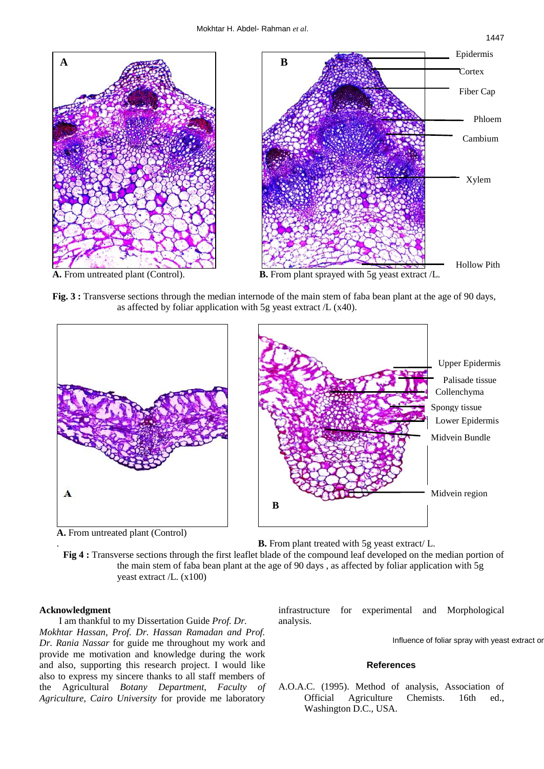A. From untreated plant (Control).

B. From plant sprayed with 5g yeast extract /L.

**Fig. 3 :** Transverse sections through the median internode of the main stem of faba bean plant at the age of 90 days, as affected by foliar application with 5g yeast extract /L (x40).

A. From untreated plant (Control)

B. From plant treated with 5g yeast extract/ L.

**Fig 4 :** Transverse sections through the first leaflet blade of the compound leaf developed on the median portion of the main stem of faba bean plant at the age of 90 days , as affected by foliar application with 5g yeast extract /L. (x100)

## Acknowledgment

I am thankful to my Dissertation Guide *Prof. Dr. Mokhtar Hassan, Prof. Dr. Hassan Ramadan and Prof. Dr. Rania Nassar* for guide me throughout my work and provide me motivation and knowledge during the work and also, supporting this research project. I would like also to express my sincere thanks to all staff members of the Agricultural *Botany Department, Faculty of Agriculture, Cairo University* for provide me laboratory infrastructure for experimental and Morphological analysis.

## References

A.O.A.C. (1995). Method of analysis, Association of Official Agriculture Chemists. 16th ed., Washington D.C., USA.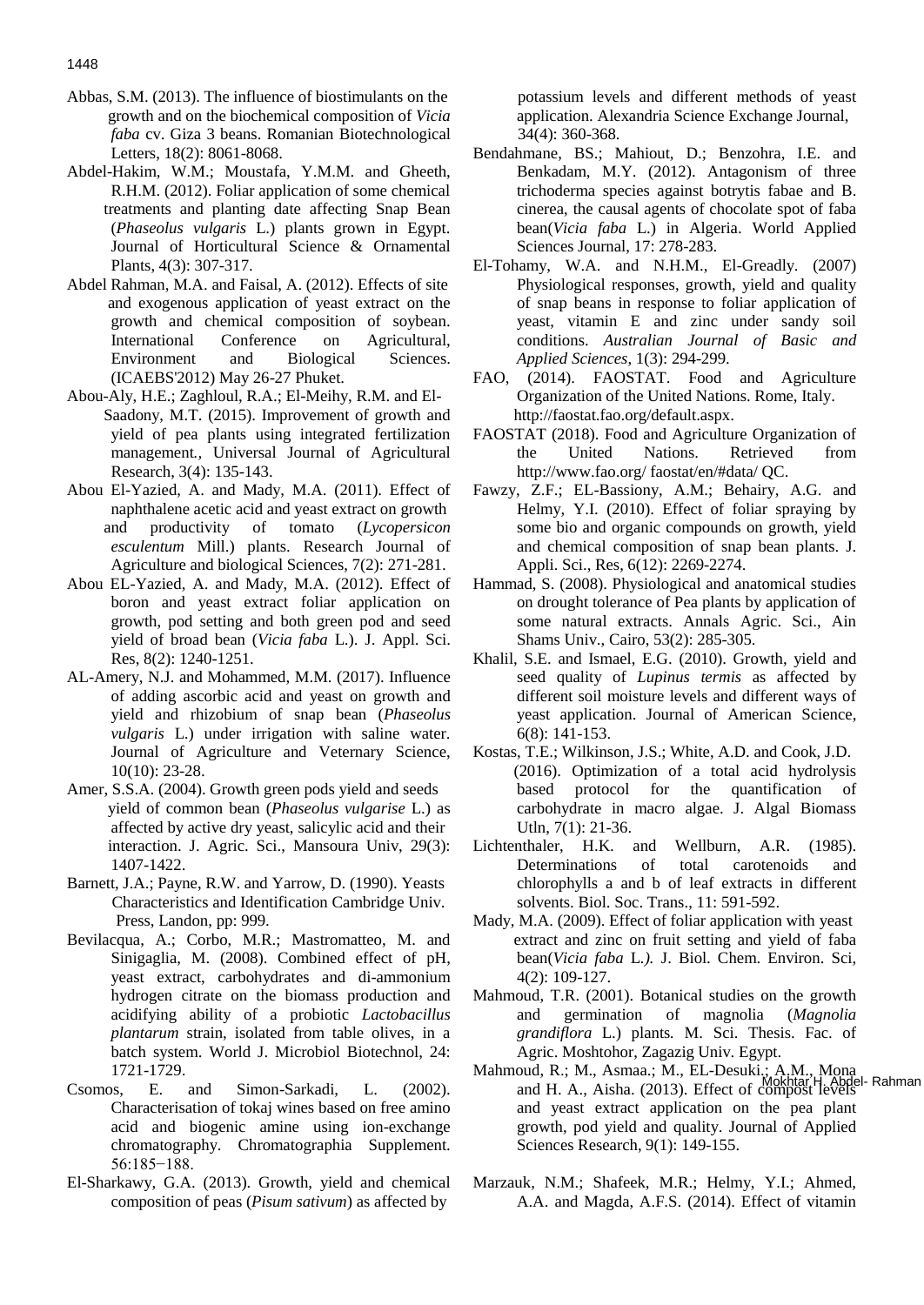Abbas, S.M. (2013). The influence of biostimulants on the growth and on the biochemical composition of *Vicia faba* cv. Giza 3 beans. Romanian Biotechnological Letters, 18(2): 8061-8068.

Abdel-Hakim, W.M.; Moustafa, Y.M.M. and Gheeth, R.H.M. (2012). Foliar application of some chemical treatments and planting date affecting Snap Bean (*Phaseolus vulgaris* L.) plants grown in Egypt. Journal of Horticultural Science & Ornamental Plants, 4(3): 307-317.

Abdel Rahman, M.A. and Faisal, A. (2012). Effects of site and exogenous application of yeast extract on the growth and chemical composition of soybean. International Conference on Agricultural, Environment and Biological Sciences. (ICAEBS'2012) May 26-27 Phuket.

Abou-Aly, H.E.; Zaghloul, R.A.; El-Meihy, R.M. and El-Saadony, M.T. (2015). Improvement of growth and yield of pea plants using integrated fertilization management., Universal Journal of Agricultural Research, 3(4): 135-143.

Abou El-Yazied, A. and Mady, M.A. (2011). Effect of naphthalene acetic acid and yeast extract on growth and productivity of tomato (*Lycopersicon esculentum* Mill.) plants. Research Journal of Agriculture and biological Sciences, 7(2): 271-281.

Abou EL-Yazied, A. and Mady, M.A. (2012). Effect of boron and yeast extract foliar application on growth, pod setting and both green pod and seed yield of broad bean (*Vicia faba* L.). J. Appl. Sci. Res, 8(2): 1240-1251.

AL-Amery, N.J. and Mohammed, M.M. (2017). Influence of adding ascorbic acid and yeast on growth and yield and rhizobium of snap bean (*Phaseolus vulgaris* L.) under irrigation with saline water. Journal of Agriculture and Veternary Science, 10(10): 23-28.

Amer, S.S.A. (2004). Growth green pods yield and seeds yield of common bean (*Phaseolus vulgarise* L.) as affected by active dry yeast, salicylic acid and their interaction. J. Agric. Sci., Mansoura Univ, 29(3): 1407-1422.

Barnett, J.A.; Payne, R.W. and Yarrow, D. (1990). Yeasts Characteristics and Identification Cambridge Univ. Press, Landon, pp: 999.

Bevilacqua, A.; Corbo, M.R.; Mastromatteo, M. and Sinigaglia, M. (2008). Combined effect of pH, yeast extract, carbohydrates and di-ammonium hydrogen citrate on the biomass production and acidifying ability of a probiotic *Lactobacillus plantarum* strain, isolated from table olives, in a batch system. World J. Microbiol Biotechnol, 24: 1721-1729.

Csomos, E. and Simon-Sarkadi, L. (2002). Characterisation of tokaj wines based on free amino acid and biogenic amine using ion-exchange chromatography. Chromatographia Supplement. 56:185−188.

El-Sharkawy, G.A. (2013). Growth, yield and chemical composition of peas (*Pisum sativum*) as affected by potassium levels and different methods of yeast application. Alexandria Science Exchange Journal, 34(4): 360-368.

Bendahmane, BS.; Mahiout, D.; Benzohra, I.E. and Benkadam, M.Y. (2012). Antagonism of three trichoderma species against botrytis fabae and B. cinerea, the causal agents of chocolate spot of faba bean(*Vicia faba* L.) in Algeria. World Applied Sciences Journal, 17: 278-283.

El-Tohamy, W.A. and N.H.M., El-Greadly. (2007) Physiological responses, growth, yield and quality of snap beans in response to foliar application of yeast, vitamin E and zinc under sandy soil conditions. *Australian Journal of Basic and Applied Sciences*, 1(3): 294-299.

FAO, (2014). FAOSTAT. Food and Agriculture Organization of the United Nations. Rome, Italy. http://faostat.fao.org/default.aspx.

FAOSTAT (2018). Food and Agriculture Organization of the United Nations. Retrieved from http://www.fao.org/ faostat/en/#data/ QC.

Fawzy, Z.F.; EL-Bassiony, A.M.; Behairy, A.G. and Helmy, Y.I. (2010). Effect of foliar spraying by some bio and organic compounds on growth, yield and chemical composition of snap bean plants. J. Appli. Sci., Res, 6(12): 2269-2274.

Hammad, S. (2008). Physiological and anatomical studies on drought tolerance of Pea plants by application of some natural extracts. Annals Agric. Sci., Ain Shams Univ., Cairo, 53(2): 285-305.

Khalil, S.E. and Ismael, E.G. (2010). Growth, yield and seed quality of *Lupinus termis* as affected by different soil moisture levels and different ways of yeast application. Journal of American Science, 6(8): 141-153.

Kostas, T.E.; Wilkinson, J.S.; White, A.D. and Cook, J.D. (2016). Optimization of a total acid hydrolysis based protocol for the quantification of carbohydrate in macro algae. J. Algal Biomass Utln, 7(1): 21-36.

Lichtenthaler, H.K. and Wellburn, A.R. (1985). Determinations of total carotenoids and chlorophylls a and b of leaf extracts in different solvents. Biol. Soc. Trans., 11: 591-592.

Mady, M.A. (2009). Effect of foliar application with yeast extract and zinc on fruit setting and yield of faba bean(*Vicia faba* L*.).* J. Biol. Chem. Environ. Sci, 4(2): 109-127.

Mahmoud, T.R. (2001). Botanical studies on the growth and germination of magnolia (*Magnolia grandiflora* L.) plants*.* M. Sci. Thesis. Fac. of Agric. Moshtohor, Zagazig Univ. Egypt.

Mahmoud, R.; M., Asmaa.; M., EL-Desuki.; A.M., Mona and H. A., Aisha. (2013). Effect of compost levels and yeast extract application on the pea plant growth, pod yield and quality. Journal of Applied Sciences Research, 9(1): 149-155.

Marzauk, N.M.; Shafeek, M.R.; Helmy, Y.I.; Ahmed, A.A. and Magda, A.F.S. (2014). Effect of vitamin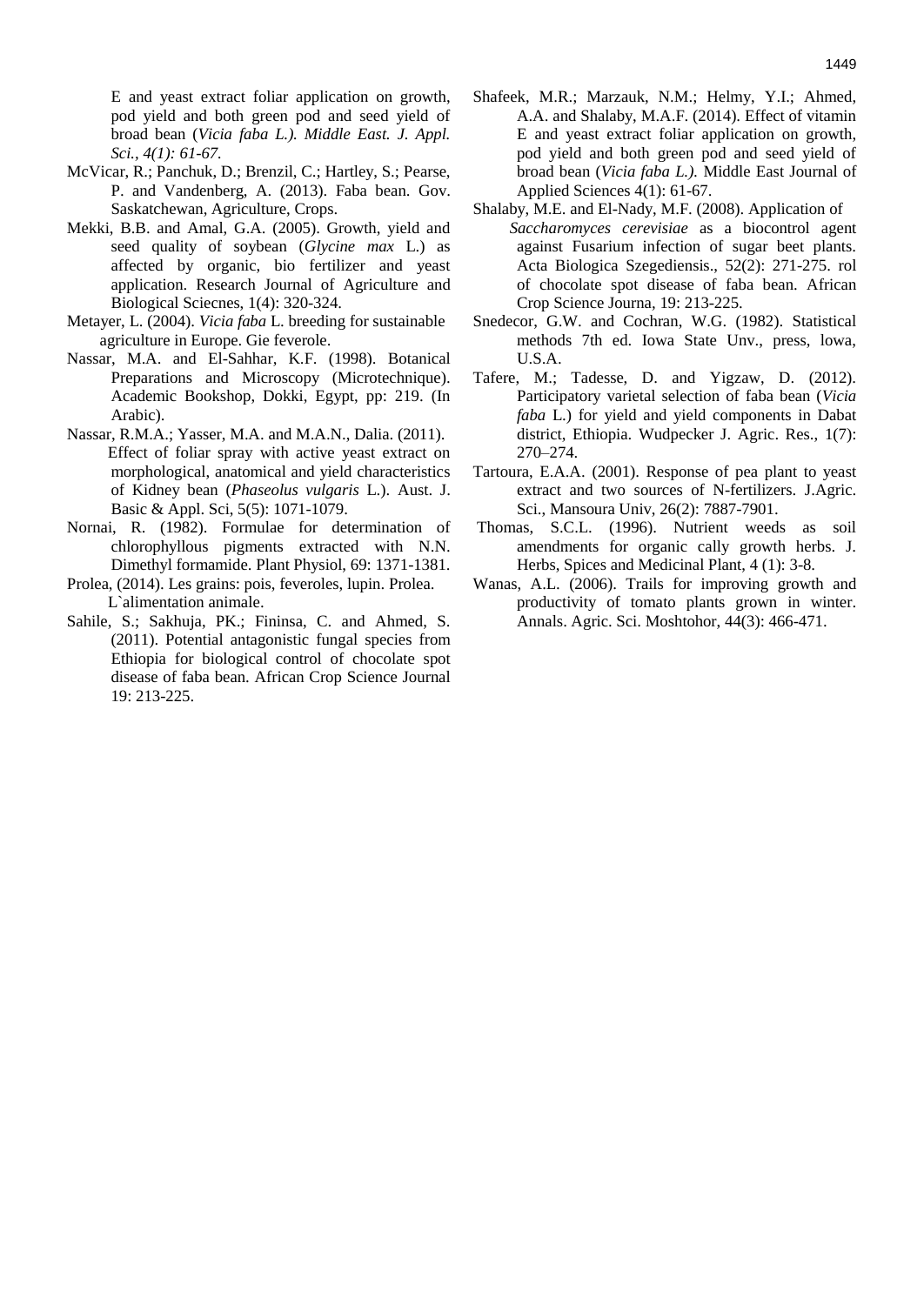E and yeast extract foliar application on growth, pod yield and both green pod and seed yield of broad bean (*Vicia faba L.). Middle East. J. Appl. Sci., 4(1): 61-67.*

McVicar, R.; Panchuk, D.; Brenzil, C.; Hartley, S.; Pearse, P. and Vandenberg, A. (2013). Faba bean. Gov. Saskatchewan, Agriculture, Crops.

Mekki, B.B. and Amal, G.A. (2005). Growth, yield and seed quality of soybean (*Glycine max* L.) as affected by organic, bio fertilizer and yeast application. Research Journal of Agriculture and Biological Sciecnes, 1(4): 320-324.

Metayer, L. (2004). *Vicia faba* L. breeding for sustainable agriculture in Europe. Gie feverole.

Nassar, M.A. and El-Sahhar, K.F. (1998). Botanical Preparations and Microscopy (Microtechnique). Academic Bookshop, Dokki, Egypt, pp: 219. (In Arabic).

Nassar, R.M.A.; Yasser, M.A. and M.A.N., Dalia. (2011). Effect of foliar spray with active yeast extract on morphological, anatomical and yield characteristics of Kidney bean (*Phaseolus vulgaris* L.). Aust. J. Basic & Appl. Sci, 5(5): 1071-1079.

Nornai, R. (1982). Formulae for determination of chlorophyllous pigments extracted with N.N. Dimethyl formamide. Plant Physiol, 69: 1371-1381.

Prolea, (2014). Les grains: pois, feveroles, lupin. Prolea. L`alimentation animale.

Sahile, S.; Sakhuja, PK.; Fininsa, C. and Ahmed, S. (2011). Potential antagonistic fungal species from Ethiopia for biological control of chocolate spot disease of faba bean. African Crop Science Journal 19: 213-225.

Shafeek, M.R.; Marzauk, N.M.; Helmy, Y.I.; Ahmed, A.A. and Shalaby, M.A.F. (2014). Effect of vitamin E and yeast extract foliar application on growth, pod yield and both green pod and seed yield of broad bean (*Vicia faba L.).* Middle East Journal of Applied Sciences 4(1): 61-67.

Shalaby, M.E. and El-Nady, M.F. (2008). Application of *Saccharomyces cerevisiae* as a biocontrol agent against Fusarium infection of sugar beet plants. Acta Biologica Szegediensis., 52(2): 271-275. rol of chocolate spot disease of faba bean. African Crop Science Journa, 19: 213-225.

Snedecor, G.W. and Cochran, W.G. (1982). Statistical methods 7th ed. Iowa State Unv., press, lowa, U.S.A.

Tafere, M.; Tadesse, D. and Yigzaw, D. (2012). Participatory varietal selection of faba bean (*Vicia faba* L.) for yield and yield components in Dabat district, Ethiopia. Wudpecker J. Agric. Res., 1(7): 270–274.

Tartoura, E.A.A. (2001). Response of pea plant to yeast extract and two sources of N-fertilizers. J.Agric. Sci., Mansoura Univ, 26(2): 7887-7901.

Thomas, S.C.L. (1996). Nutrient weeds as soil amendments for organic cally growth herbs. J. Herbs, Spices and Medicinal Plant, 4 (1): 3-8.

Wanas, A.L. (2006). Trails for improving growth and productivity of tomato plants grown in winter. Annals. Agric. Sci. Moshtohor, 44(3): 466-471.